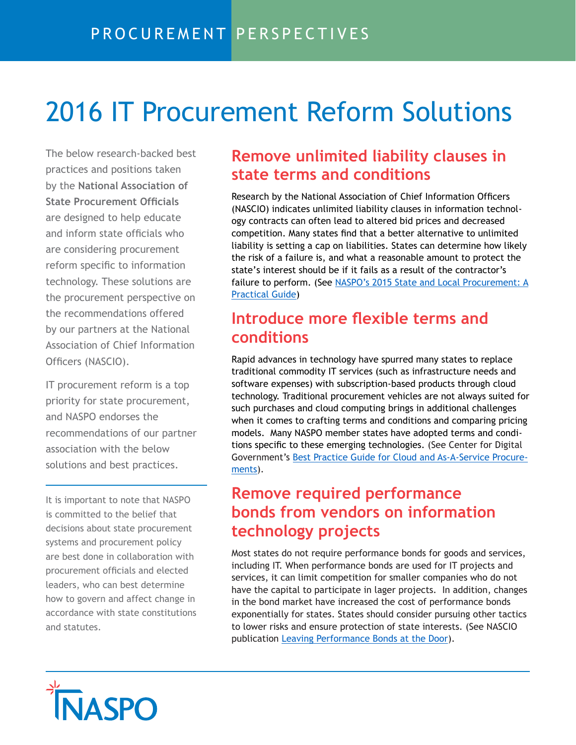PROCUREMENT PERSPECTIVES

# 2016 IT Procurement Reform Solutions

The below research-backed best practices and positions taken by the **National Association of State Procurement Officials** are designed to help educate and inform state officials who are considering procurement reform specific to information technology. These solutions are the procurement perspective on the recommendations offered by our partners at the National Association of Chief Information Officers (NASCIO).

IT procurement reform is a top priority for state procurement, and NASPO endorses the recommendations of our partner association with the below solutions and best practices.

It is important to note that NASPO is committed to the belief that decisions about state procurement systems and procurement policy are best done in collaboration with procurement officials and elected leaders, who can best determine how to govern and affect change in accordance with state constitutions and statutes.

## Remove unlimited liability clauses in state terms and conditions

Research by the National Association of Chief Information Officers (NASCIO) indicates unlimited liability clauses in information technology contracts can often lead to altered bid prices and decreased competition. Many states find that a better alternative to unlimited liability is setting a cap on liabilities. States can determine how likely the risk of a failure is, and what a reasonable amount to protect the state's interest should be if it fails as a result of the contractor's failure to perform. (See NASPO's 2015 State and Local Procurement: A Practical Guide)

## Introduce more flexible terms and conditions

Rapid advances in technology have spurred many states to replace traditional commodity IT services (such as infrastructure needs and software expenses) with subscription-based products through cloud technology. Traditional procurement vehicles are not always suited for such purchases and cloud computing brings in additional challenges when it comes to crafting terms and conditions and comparing pricing models. Many NASPO member states have adopted terms and conditions specific to these emerging technologies. (See Center for Digital Government's Best Practice Guide for Cloud and As-A-Service Procurements).

## Remove required performance bonds from vendors on information technology projects

Most states do not require performance bonds for goods and services, including IT. When performance bonds are used for IT projects and services, it can limit competition for smaller companies who do not have the capital to participate in lager projects. In addition, changes in the bond market have increased the cost of performance bonds exponentially for states. States should consider pursuing other tactics to lower risks and ensure protection of state interests. (See NASCIO publication Leaving Performance Bonds at the Door).

NASPO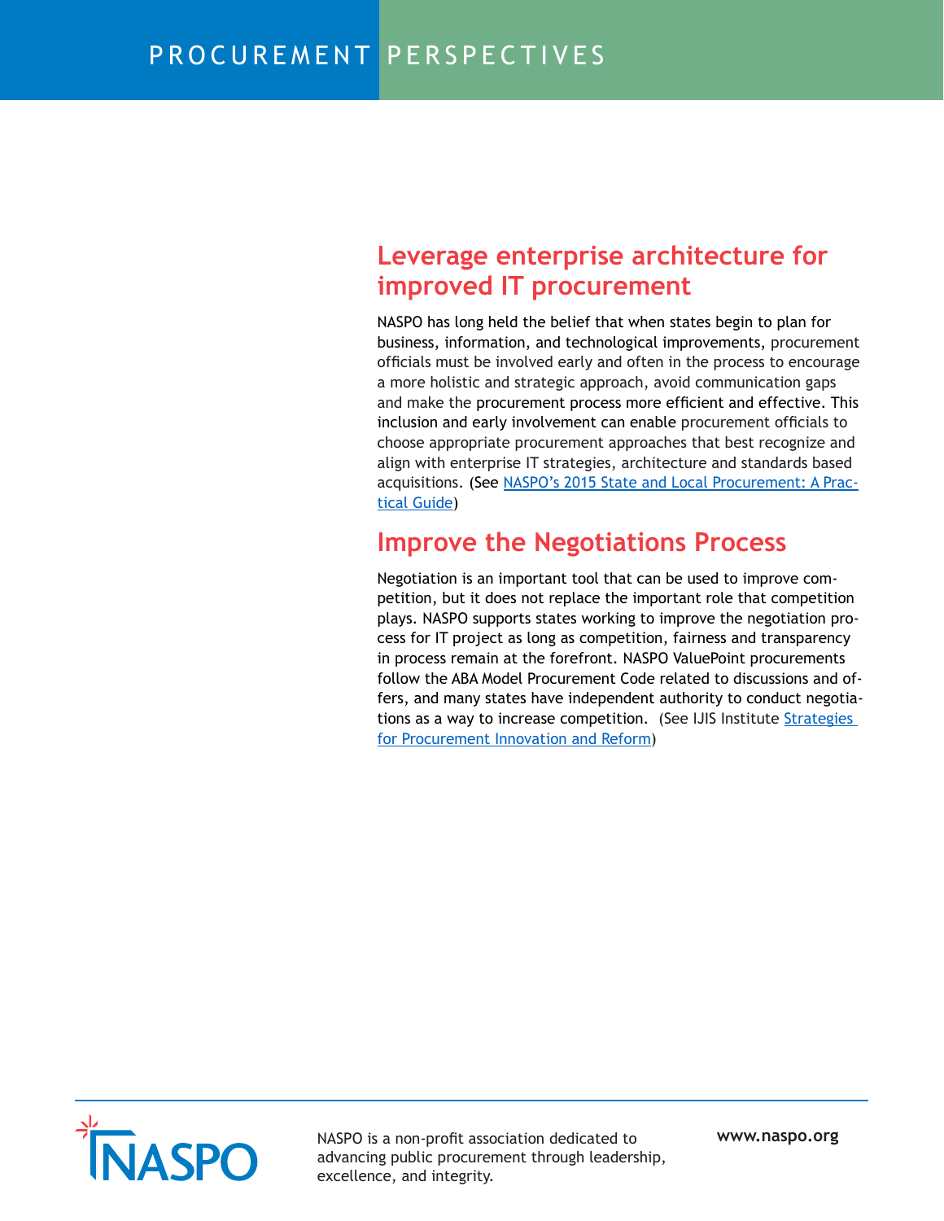## Leverage enterprise architecture for improved IT procurement

NASPO has long held the belief that when states begin to plan for business, information, and technological improvements, procurement officials must be involved early and often in the process to encourage a more holistic and strategic approach, avoid communication gaps and make the procurement process more efficient and effective. This inclusion and early involvement can enable procurement officials to choose appropriate procurement approaches that best recognize and align with enterprise IT strategies, architecture and standards based acquisitions. (See [NASPO's 2015 State and Local Procurement: A Practical Guide])

## Improve the Negotiations Process

Negotiation is an important tool that can be used to improve competition, but it does not replace the important role that competition plays. NASPO supports states working to improve the negotiation process for IT project as long as competition, fairness and transparency in process remain at the forefront. NASPO ValuePoint procurements follow the ABA Model Procurement Code related to discussions and offers, and many states have independent authority to conduct negotiations as a way to increase competition. (See IJIS Institute [Strategies for Procurement Innovation and Reform])

NASPO is a non-profit association dedicated to advancing public procurement through leadership, excellence, and integrity.

**www.naspo.org**